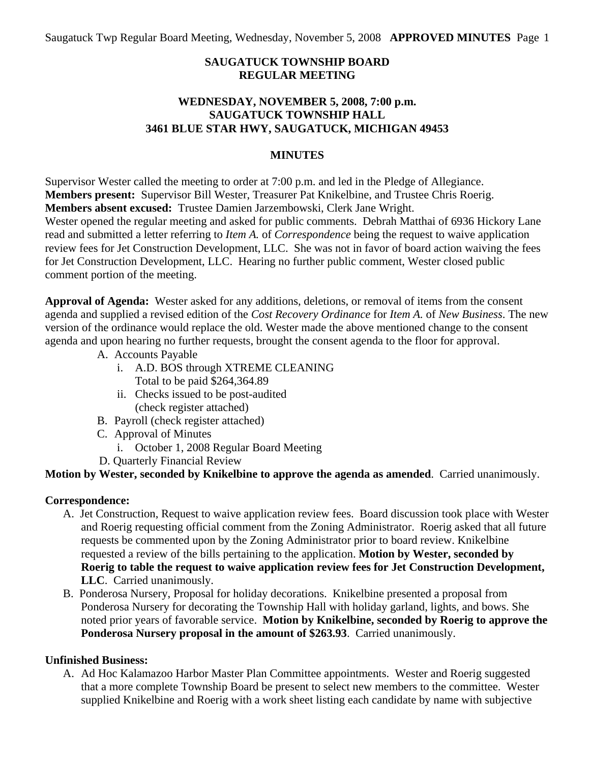# SAUGATUCK TOWNSHIP BOARD
# REGULAR MEETING

## WEDNESDAY, NOVEMBER 5, 2008, 7:00 p.m.
## SAUGATUCK TOWNSHIP HALL
## 3461 BLUE STAR HWY, SAUGATUCK, MICHIGAN 49453

## MINUTES

Supervisor Wester called the meeting to order at 7:00 p.m. and led in the Pledge of Allegiance.
**Members present:** Supervisor Bill Wester, Treasurer Pat Knikelbine, and Trustee Chris Roerig.
**Members absent excused:** Trustee Damien Jarzembowski, Clerk Jane Wright.
Wester opened the regular meeting and asked for public comments. Debrah Matthai of 6936 Hickory Lane read and submitted a letter referring to *Item A.* of *Correspondence* being the request to waive application review fees for Jet Construction Development, LLC. She was not in favor of board action waiving the fees for Jet Construction Development, LLC. Hearing no further public comment, Wester closed public comment portion of the meeting.

**Approval of Agenda:** Wester asked for any additions, deletions, or removal of items from the consent agenda and supplied a revised edition of the *Cost Recovery Ordinance* for *Item A.* of *New Business*. The new version of the ordinance would replace the old. Wester made the above mentioned change to the consent agenda and upon hearing no further requests, brought the consent agenda to the floor for approval.

A. Accounts Payable
   i. A.D. BOS through XTREME CLEANING
      Total to be paid $264,364.89
   ii. Checks issued to be post-audited
      (check register attached)
B. Payroll (check register attached)
C. Approval of Minutes
   i. October 1, 2008 Regular Board Meeting
D. Quarterly Financial Review

**Motion by Wester, seconded by Knikelbine to approve the agenda as amended**. Carried unanimously.

**Correspondence:**

A. Jet Construction, Request to waive application review fees. Board discussion took place with Wester and Roerig requesting official comment from the Zoning Administrator. Roerig asked that all future requests be commented upon by the Zoning Administrator prior to board review. Knikelbine requested a review of the bills pertaining to the application. **Motion by Wester, seconded by Roerig to table the request to waive application review fees for Jet Construction Development, LLC**. Carried unanimously.
B. Ponderosa Nursery, Proposal for holiday decorations. Knikelbine presented a proposal from Ponderosa Nursery for decorating the Township Hall with holiday garland, lights, and bows. She noted prior years of favorable service. **Motion by Knikelbine, seconded by Roerig to approve the Ponderosa Nursery proposal in the amount of $263.93**. Carried unanimously.

**Unfinished Business:**

A. Ad Hoc Kalamazoo Harbor Master Plan Committee appointments. Wester and Roerig suggested that a more complete Township Board be present to select new members to the committee. Wester supplied Knikelbine and Roerig with a work sheet listing each candidate by name with subjective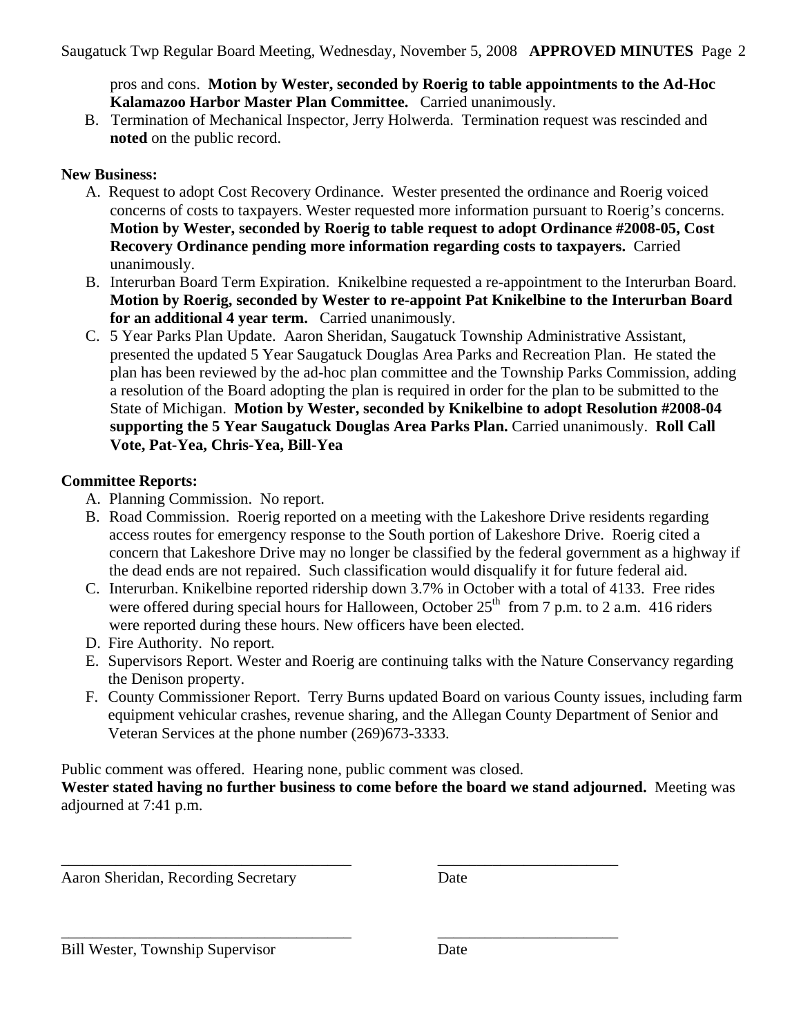pros and cons. **Motion by Wester, seconded by Roerig to table appointments to the Ad-Hoc Kalamazoo Harbor Master Plan Committee.** Carried unanimously.

B. Termination of Mechanical Inspector, Jerry Holwerda. Termination request was rescinded and **noted** on the public record.

**New Business:**

A. Request to adopt Cost Recovery Ordinance. Wester presented the ordinance and Roerig voiced concerns of costs to taxpayers. Wester requested more information pursuant to Roerig's concerns. **Motion by Wester, seconded by Roerig to table request to adopt Ordinance #2008-05, Cost Recovery Ordinance pending more information regarding costs to taxpayers.** Carried unanimously.

B. Interurban Board Term Expiration. Knikelbine requested a re-appointment to the Interurban Board. **Motion by Roerig, seconded by Wester to re-appoint Pat Knikelbine to the Interurban Board for an additional 4 year term.** Carried unanimously.

C. 5 Year Parks Plan Update. Aaron Sheridan, Saugatuck Township Administrative Assistant, presented the updated 5 Year Saugatuck Douglas Area Parks and Recreation Plan. He stated the plan has been reviewed by the ad-hoc plan committee and the Township Parks Commission, adding a resolution of the Board adopting the plan is required in order for the plan to be submitted to the State of Michigan. **Motion by Wester, seconded by Knikelbine to adopt Resolution #2008-04 supporting the 5 Year Saugatuck Douglas Area Parks Plan.** Carried unanimously. **Roll Call Vote, Pat-Yea, Chris-Yea, Bill-Yea**

**Committee Reports:**

A. Planning Commission. No report.

B. Road Commission. Roerig reported on a meeting with the Lakeshore Drive residents regarding access routes for emergency response to the South portion of Lakeshore Drive. Roerig cited a concern that Lakeshore Drive may no longer be classified by the federal government as a highway if the dead ends are not repaired. Such classification would disqualify it for future federal aid.

C. Interurban. Knikelbine reported ridership down 3.7% in October with a total of 4133. Free rides were offered during special hours for Halloween, October 25th from 7 p.m. to 2 a.m. 416 riders were reported during these hours. New officers have been elected.

D. Fire Authority. No report.

E. Supervisors Report. Wester and Roerig are continuing talks with the Nature Conservancy regarding the Denison property.

F. County Commissioner Report. Terry Burns updated Board on various County issues, including farm equipment vehicular crashes, revenue sharing, and the Allegan County Department of Senior and Veteran Services at the phone number (269)673-3333.

Public comment was offered. Hearing none, public comment was closed.

**Wester stated having no further business to come before the board we stand adjourned.** Meeting was adjourned at 7:41 p.m.

\_\_\_\_\_\_\_\_\_\_\_\_\_\_\_\_\_\_\_\_\_\_\_\_\_\_\_\_\_\_\_\_\_\_\_\_ \_\_\_\_\_\_\_\_\_\_\_\_\_\_\_\_\_\_\_\_\_\_\_\_

Aaron Sheridan, Recording Secretary Date

\_\_\_\_\_\_\_\_\_\_\_\_\_\_\_\_\_\_\_\_\_\_\_\_\_\_\_\_\_\_\_\_\_\_\_\_ \_\_\_\_\_\_\_\_\_\_\_\_\_\_\_\_\_\_\_\_\_\_\_\_

Bill Wester, Township Supervisor Date